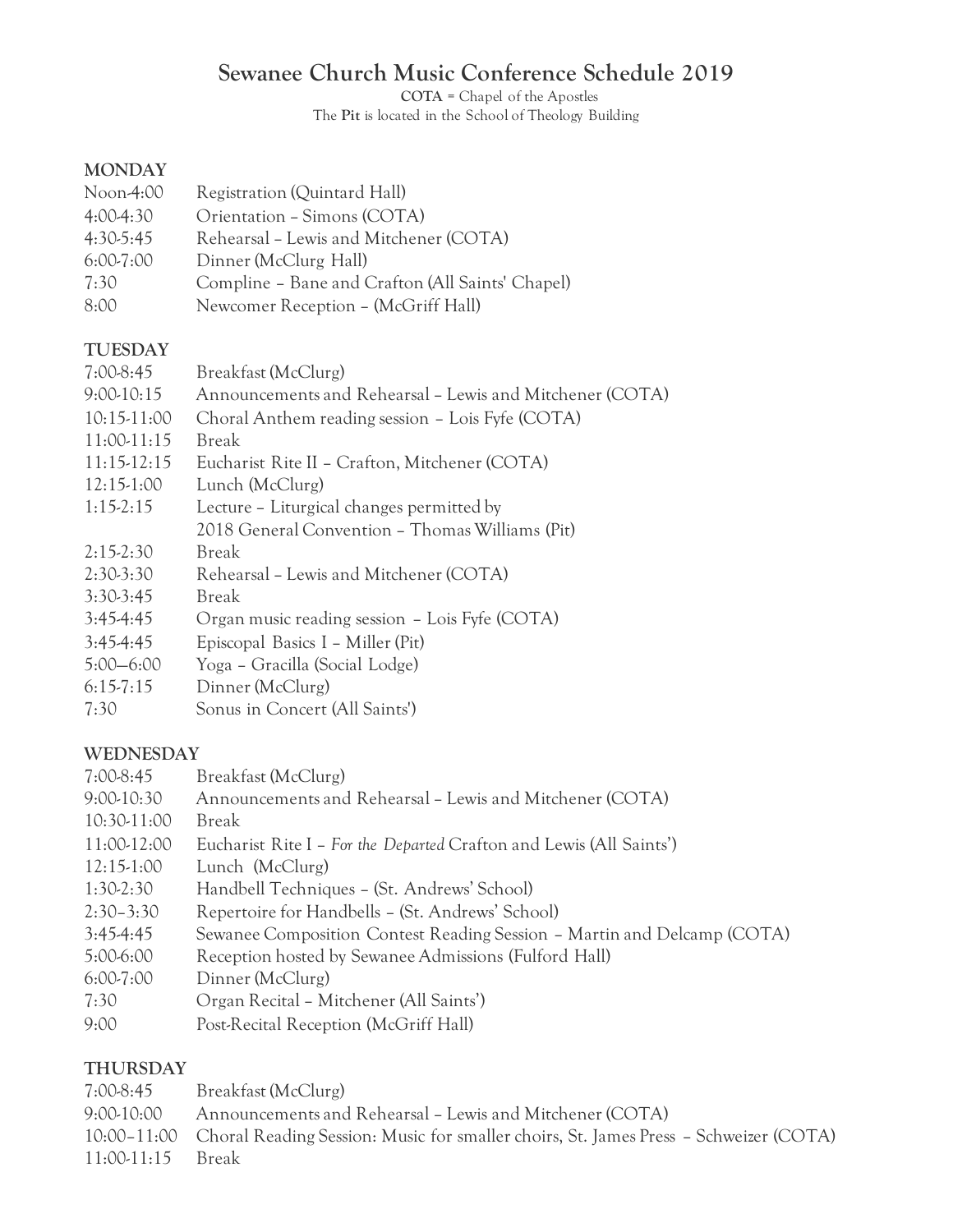# Sewanee Church Music Conference Schedule 2019

**COTA** = Chapel of the Apostles
The **Pit** is located in the School of Theology Building

## MONDAY

| | |
|---|---|
| Noon-4:00 | Registration (Quintard Hall) |
| 4:00-4:30 | Orientation – Simons (COTA) |
| 4:30-5:45 | Rehearsal – Lewis and Mitchener (COTA) |
| 6:00-7:00 | Dinner (McClurg Hall) |
| 7:30 | Compline – Bane and Crafton (All Saints' Chapel) |
| 8:00 | Newcomer Reception – (McGriff Hall) |

## TUESDAY

| | |
|---|---|
| 7:00-8:45 | Breakfast (McClurg) |
| 9:00-10:15 | Announcements and Rehearsal – Lewis and Mitchener (COTA) |
| 10:15-11:00 | Choral Anthem reading session – Lois Fyfe (COTA) |
| 11:00-11:15 | Break |
| 11:15-12:15 | Eucharist Rite II – Crafton, Mitchener (COTA) |
| 12:15-1:00 | Lunch (McClurg) |
| 1:15-2:15 | Lecture – Liturgical changes permitted by 2018 General Convention – Thomas Williams (Pit) |
| 2:15-2:30 | Break |
| 2:30-3:30 | Rehearsal – Lewis and Mitchener (COTA) |
| 3:30-3:45 | Break |
| 3:45-4:45 | Organ music reading session – Lois Fyfe (COTA) |
| 3:45-4:45 | Episcopal Basics I – Miller (Pit) |
| 5:00—6:00 | Yoga – Gracilla (Social Lodge) |
| 6:15-7:15 | Dinner (McClurg) |
| 7:30 | Sonus in Concert (All Saints') |

## WEDNESDAY

| | |
|---|---|
| 7:00-8:45 | Breakfast (McClurg) |
| 9:00-10:30 | Announcements and Rehearsal – Lewis and Mitchener (COTA) |
| 10:30-11:00 | Break |
| 11:00-12:00 | Eucharist Rite I – *For the Departed* Crafton and Lewis (All Saints') |
| 12:15-1:00 | Lunch (McClurg) |
| 1:30-2:30 | Handbell Techniques – (St. Andrews' School) |
| 2:30–3:30 | Repertoire for Handbells – (St. Andrews' School) |
| 3:45-4:45 | Sewanee Composition Contest Reading Session – Martin and Delcamp (COTA) |
| 5:00-6:00 | Reception hosted by Sewanee Admissions (Fulford Hall) |
| 6:00-7:00 | Dinner (McClurg) |
| 7:30 | Organ Recital – Mitchener (All Saints') |
| 9:00 | Post-Recital Reception (McGriff Hall) |

## THURSDAY

| | |
|---|---|
| 7:00-8:45 | Breakfast (McClurg) |
| 9:00-10:00 | Announcements and Rehearsal – Lewis and Mitchener (COTA) |
| 10:00–11:00 | Choral Reading Session: Music for smaller choirs, St. James Press – Schweizer (COTA) |
| 11:00-11:15 | Break |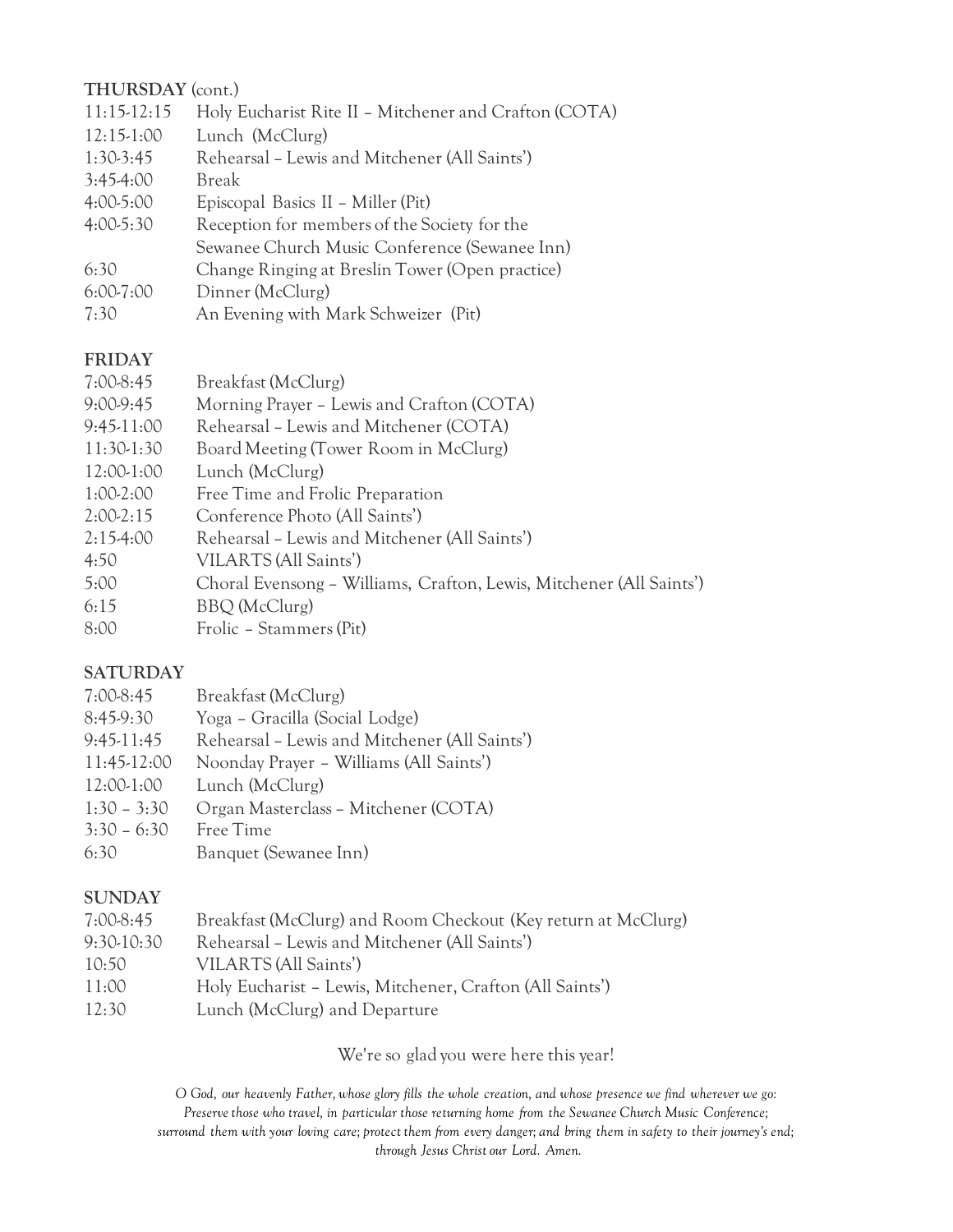**THURSDAY** (cont.)

| | |
|---|---|
| 11:15-12:15 | Holy Eucharist Rite II – Mitchener and Crafton (COTA) |
| 12:15-1:00 | Lunch (McClurg) |
| 1:30-3:45 | Rehearsal – Lewis and Mitchener (All Saints') |
| 3:45-4:00 | Break |
| 4:00-5:00 | Episcopal Basics II – Miller (Pit) |
| 4:00-5:30 | Reception for members of the Society for the Sewanee Church Music Conference (Sewanee Inn) |
| 6:30 | Change Ringing at Breslin Tower (Open practice) |
| 6:00-7:00 | Dinner (McClurg) |
| 7:30 | An Evening with Mark Schweizer (Pit) |

**FRIDAY**

| | |
|---|---|
| 7:00-8:45 | Breakfast (McClurg) |
| 9:00-9:45 | Morning Prayer – Lewis and Crafton (COTA) |
| 9:45-11:00 | Rehearsal – Lewis and Mitchener (COTA) |
| 11:30-1:30 | Board Meeting (Tower Room in McClurg) |
| 12:00-1:00 | Lunch (McClurg) |
| 1:00-2:00 | Free Time and Frolic Preparation |
| 2:00-2:15 | Conference Photo (All Saints') |
| 2:15-4:00 | Rehearsal – Lewis and Mitchener (All Saints') |
| 4:50 | VILARTS (All Saints') |
| 5:00 | Choral Evensong – Williams, Crafton, Lewis, Mitchener (All Saints') |
| 6:15 | BBQ (McClurg) |
| 8:00 | Frolic – Stammers (Pit) |

**SATURDAY**

| | |
|---|---|
| 7:00-8:45 | Breakfast (McClurg) |
| 8:45-9:30 | Yoga – Gracilla (Social Lodge) |
| 9:45-11:45 | Rehearsal – Lewis and Mitchener (All Saints') |
| 11:45-12:00 | Noonday Prayer – Williams (All Saints') |
| 12:00-1:00 | Lunch (McClurg) |
| 1:30 – 3:30 | Organ Masterclass – Mitchener (COTA) |
| 3:30 – 6:30 | Free Time |
| 6:30 | Banquet (Sewanee Inn) |

**SUNDAY**

| | |
|---|---|
| 7:00-8:45 | Breakfast (McClurg) and Room Checkout (Key return at McClurg) |
| 9:30-10:30 | Rehearsal – Lewis and Mitchener (All Saints') |
| 10:50 | VILARTS (All Saints') |
| 11:00 | Holy Eucharist – Lewis, Mitchener, Crafton (All Saints') |
| 12:30 | Lunch (McClurg) and Departure |

We're so glad you were here this year!

*O God, our heavenly Father, whose glory fills the whole creation, and whose presence we find wherever we go: Preserve those who travel, in particular those returning home from the Sewanee Church Music Conference; surround them with your loving care; protect them from every danger; and bring them in safety to their journey's end; through Jesus Christ our Lord. Amen.*